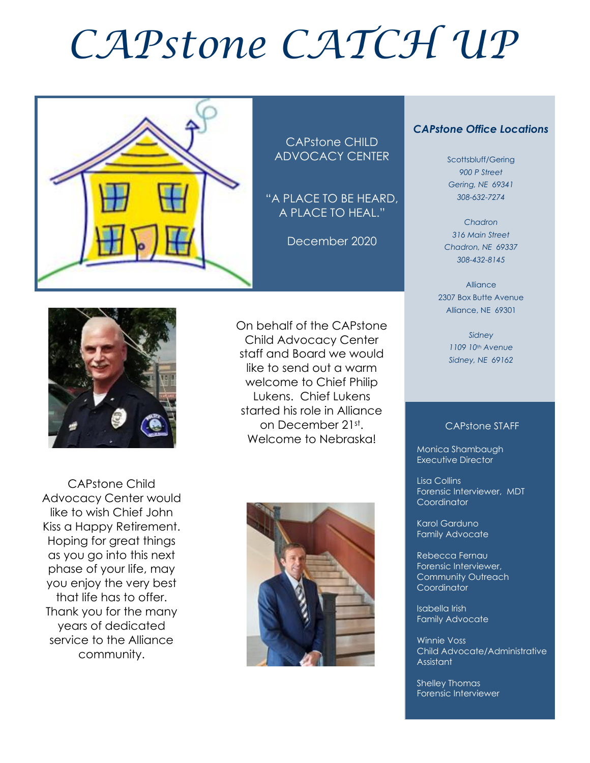# CAPstone CATCH UP

CAPstone CHILD ADVOCACY CENTER

"A PLACE TO BE HEARD, A PLACE TO HEAL."

December 2020

On behalf of the CAPstone Child Advocacy Center staff and Board we would like to send out a warm welcome to Chief Philip Lukens. Chief Lukens started his role in Alliance on December 21st. Welcome to Nebraska!

CAPstone Child Advocacy Center would like to wish Chief John Kiss a Happy Retirement. Hoping for great things as you go into this next phase of your life, may you enjoy the very best that life has to offer. Thank you for the many years of dedicated service to the Alliance community.

### *CAPstone Office Locations*

Scottsbluff/Gering
*900 P Street*
*Gering, NE 69341*
*308-632-7274*

*Chadron*
*316 Main Street*
*Chadron, NE 69337*
*308-432-8145*

Alliance
2307 Box Butte Avenue
Alliance, NE 69301

*Sidney*
*1109 10th Avenue*
*Sidney, NE 69162*

### CAPstone STAFF

Monica Shambaugh
Executive Director

Lisa Collins
Forensic Interviewer, MDT Coordinator

Karol Garduno
Family Advocate

Rebecca Fernau
Forensic Interviewer, Community Outreach Coordinator

Isabella Irish
Family Advocate

Winnie Voss
Child Advocate/Administrative Assistant

Shelley Thomas
Forensic Interviewer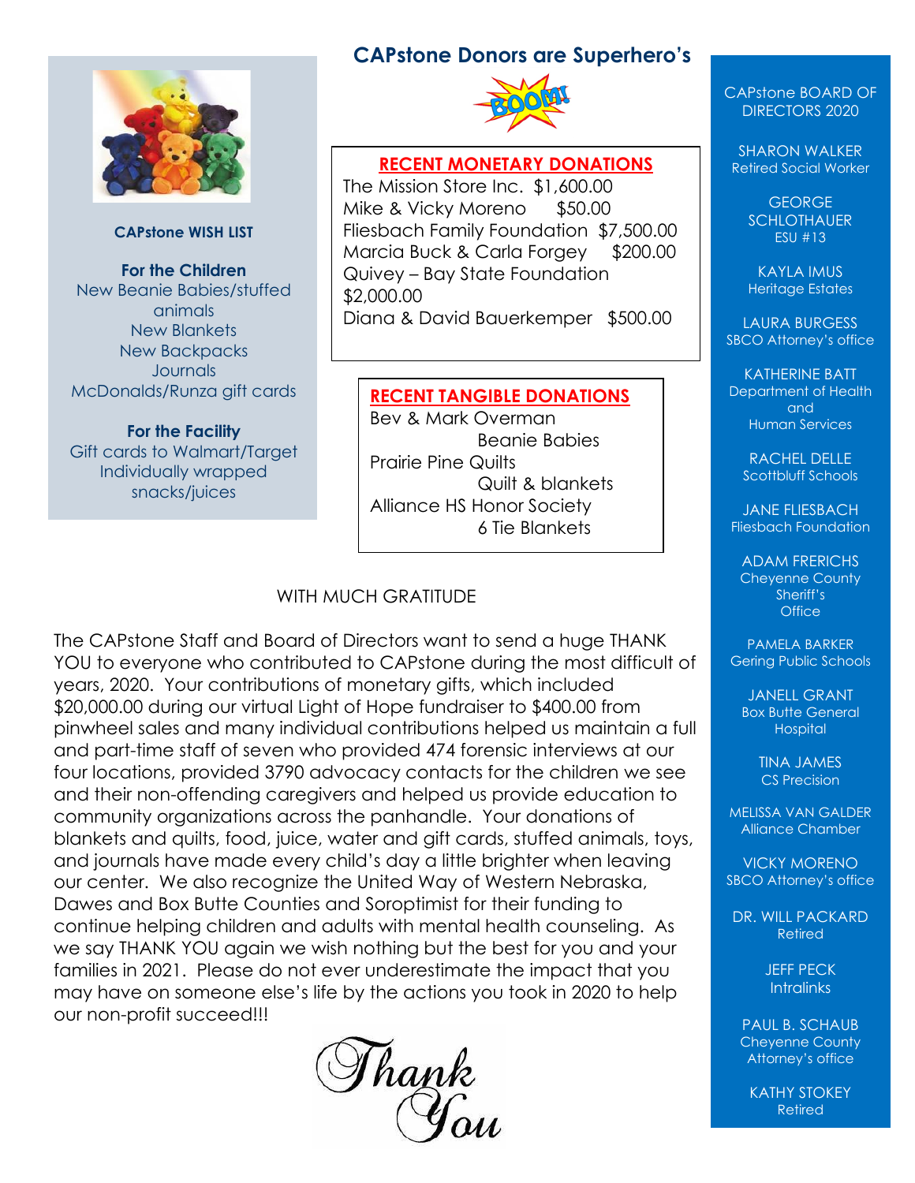## CAPstone Donors are Superhero's

### RECENT MONETARY DONATIONS

The Mission Store Inc. $1,600.00
Mike & Vicky Moreno $50.00
Fliesbach Family Foundation $7,500.00
Marcia Buck & Carla Forgey $200.00
Quivey – Bay State Foundation $2,000.00
Diana & David Bauerkemper $500.00

### RECENT TANGIBLE DONATIONS

Bev & Mark Overman
Beanie Babies
Prairie Pine Quilts
Quilt & blankets
Alliance HS Honor Society
6 Tie Blankets

### CAPstone WISH LIST

**For the Children**
New Beanie Babies/stuffed animals
New Blankets
New Backpacks
Journals
McDonalds/Runza gift cards

**For the Facility**
Gift cards to Walmart/Target
Individually wrapped snacks/juices

### WITH MUCH GRATITUDE

The CAPstone Staff and Board of Directors want to send a huge THANK YOU to everyone who contributed to CAPstone during the most difficult of years, 2020. Your contributions of monetary gifts, which included $20,000.00 during our virtual Light of Hope fundraiser to $400.00 from pinwheel sales and many individual contributions helped us maintain a full and part-time staff of seven who provided 474 forensic interviews at our four locations, provided 3790 advocacy contacts for the children we see and their non-offending caregivers and helped us provide education to community organizations across the panhandle. Your donations of blankets and quilts, food, juice, water and gift cards, stuffed animals, toys, and journals have made every child's day a little brighter when leaving our center. We also recognize the United Way of Western Nebraska, Dawes and Box Butte Counties and Soroptimist for their funding to continue helping children and adults with mental health counseling. As we say THANK YOU again we wish nothing but the best for you and your families in 2021. Please do not ever underestimate the impact that you may have on someone else's life by the actions you took in 2020 to help our non-profit succeed!!!

*Thank You*

### CAPstone BOARD OF DIRECTORS 2020

SHARON WALKER
Retired Social Worker

GEORGE SCHLOTHAUER
ESU #13

KAYLA IMUS
Heritage Estates

LAURA BURGESS
SBCO Attorney's office

KATHERINE BATT
Department of Health and Human Services

RACHEL DELLE
Scottbluff Schools

JANE FLIESBACH
Fliesbach Foundation

ADAM FRERICHS
Cheyenne County Sheriff's Office

PAMELA BARKER
Gering Public Schools

JANELL GRANT
Box Butte General Hospital

TINA JAMES
CS Precision

MELISSA VAN GALDER
Alliance Chamber

VICKY MORENO
SBCO Attorney's office

DR. WILL PACKARD
Retired

JEFF PECK
Intralinks

PAUL B. SCHAUB
Cheyenne County Attorney's office

KATHY STOKEY
Retired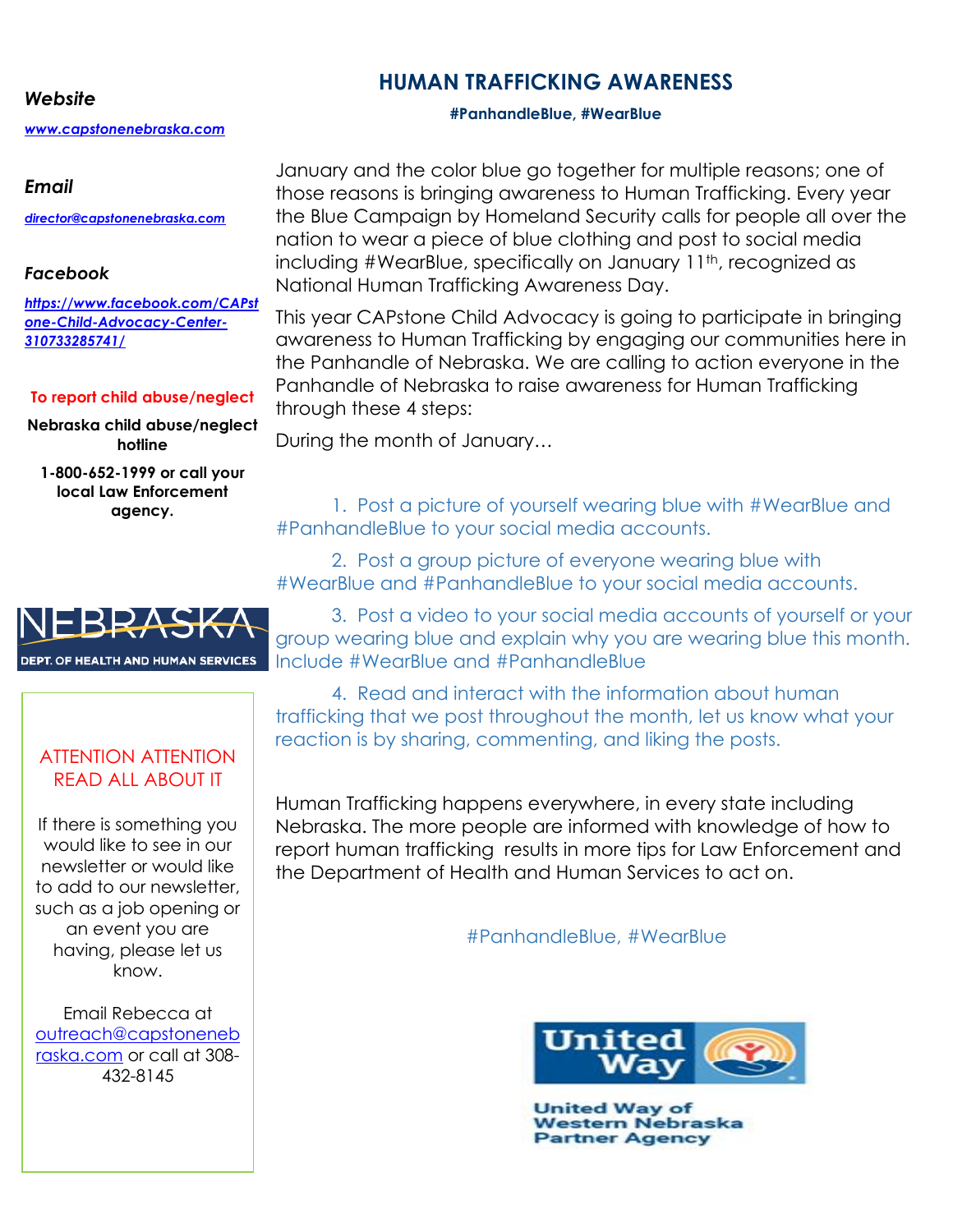# HUMAN TRAFFICKING AWARENESS

**#PanhandleBlue, #WearBlue**

January and the color blue go together for multiple reasons; one of those reasons is bringing awareness to Human Trafficking. Every year the Blue Campaign by Homeland Security calls for people all over the nation to wear a piece of blue clothing and post to social media including #WearBlue, specifically on January 11th, recognized as National Human Trafficking Awareness Day.

This year CAPstone Child Advocacy is going to participate in bringing awareness to Human Trafficking by engaging our communities here in the Panhandle of Nebraska. We are calling to action everyone in the Panhandle of Nebraska to raise awareness for Human Trafficking through these 4 steps:

During the month of January…

1. Post a picture of yourself wearing blue with #WearBlue and #PanhandleBlue to your social media accounts.
2. Post a group picture of everyone wearing blue with #WearBlue and #PanhandleBlue to your social media accounts.
3. Post a video to your social media accounts of yourself or your group wearing blue and explain why you are wearing blue this month. Include #WearBlue and #PanhandleBlue
4. Read and interact with the information about human trafficking that we post throughout the month, let us know what your reaction is by sharing, commenting, and liking the posts.

Human Trafficking happens everywhere, in every state including Nebraska. The more people are informed with knowledge of how to report human trafficking results in more tips for Law Enforcement and the Department of Health and Human Services to act on.

#PanhandleBlue, #WearBlue

United Way

United Way of Western Nebraska Partner Agency

***Website***

***www.capstonenebraska.com***

***Email***

***director@capstonenebraska.com***

***Facebook***

***https://www.facebook.com/CAPstone-Child-Advocacy-Center-310733285741/***

**To report child abuse/neglect**

**Nebraska child abuse/neglect hotline**

**1-800-652-1999 or call your local Law Enforcement agency.**

NEBRASKA DEPT. OF HEALTH AND HUMAN SERVICES

ATTENTION ATTENTION READ ALL ABOUT IT

If there is something you would like to see in our newsletter or would like to add to our newsletter, such as a job opening or an event you are having, please let us know.

Email Rebecca at outreach@capstonenebraska.com or call at 308-432-8145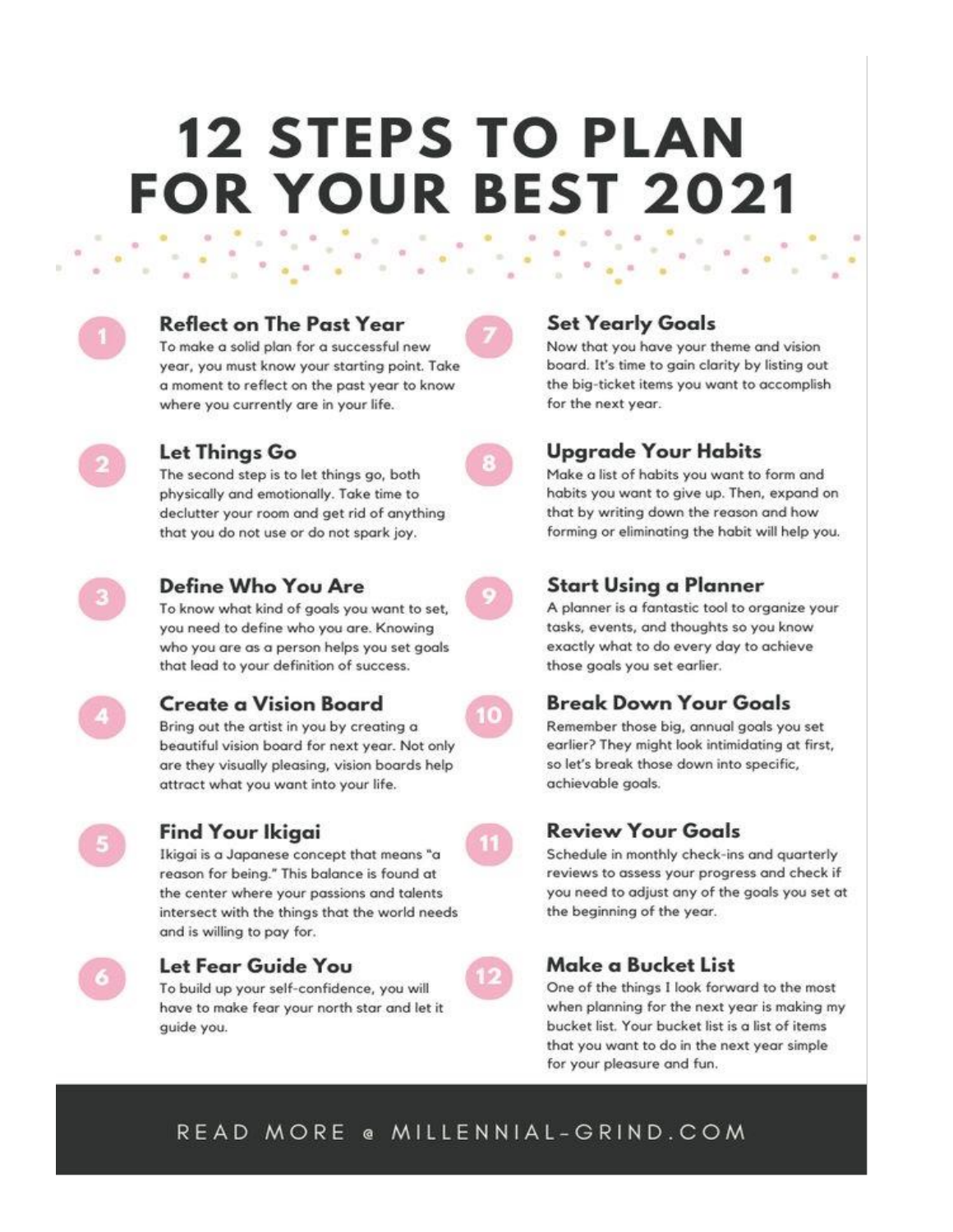# 12 STEPS TO PLAN FOR YOUR BEST 2021

### 1. Reflect on The Past Year

To make a solid plan for a successful new year, you must know your starting point. Take a moment to reflect on the past year to know where you currently are in your life.

### 2. Let Things Go

The second step is to let things go, both physically and emotionally. Take time to declutter your room and get rid of anything that you do not use or do not spark joy.

### 3. Define Who You Are

To know what kind of goals you want to set, you need to define who you are. Knowing who you are as a person helps you set goals that lead to your definition of success.

### 4. Create a Vision Board

Bring out the artist in you by creating a beautiful vision board for next year. Not only are they visually pleasing, vision boards help attract what you want into your life.

### 5. Find Your Ikigai

Ikigai is a Japanese concept that means "a reason for being." This balance is found at the center where your passions and talents intersect with the things that the world needs and is willing to pay for.

### 6. Let Fear Guide You

To build up your self-confidence, you will have to make fear your north star and let it guide you.

### 7. Set Yearly Goals

Now that you have your theme and vision board. It's time to gain clarity by listing out the big-ticket items you want to accomplish for the next year.

### 8. Upgrade Your Habits

Make a list of habits you want to form and habits you want to give up. Then, expand on that by writing down the reason and how forming or eliminating the habit will help you.

### 9. Start Using a Planner

A planner is a fantastic tool to organize your tasks, events, and thoughts so you know exactly what to do every day to achieve those goals you set earlier.

### 10. Break Down Your Goals

Remember those big, annual goals you set earlier? They might look intimidating at first, so let's break those down into specific, achievable goals.

### 11. Review Your Goals

Schedule in monthly check-ins and quarterly reviews to assess your progress and check if you need to adjust any of the goals you set at the beginning of the year.

### 12. Make a Bucket List

One of the things I look forward to the most when planning for the next year is making my bucket list. Your bucket list is a list of items that you want to do in the next year simple for your pleasure and fun.

READ MORE @ MILLENNIAL-GRIND.COM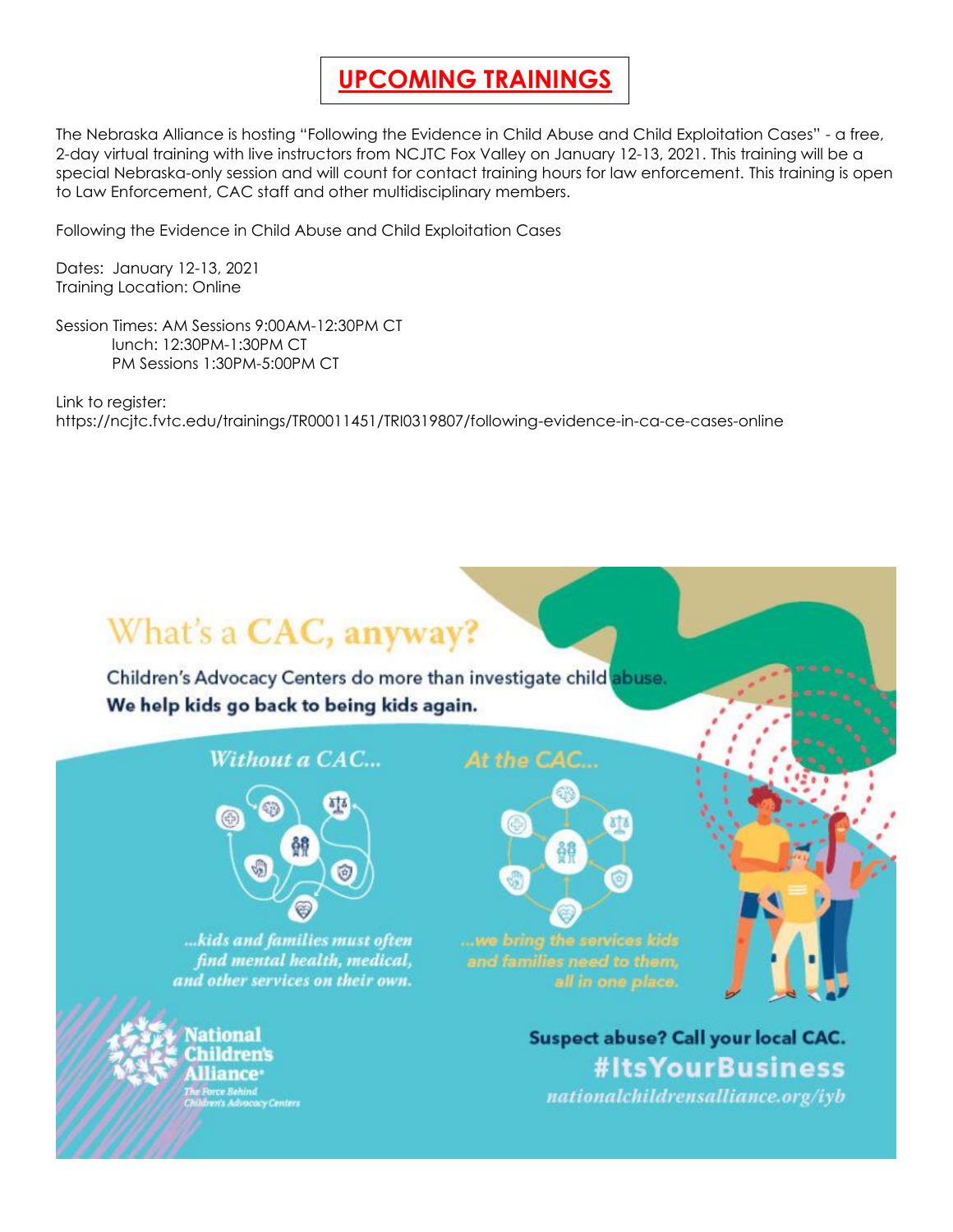# UPCOMING TRAININGS

The Nebraska Alliance is hosting "Following the Evidence in Child Abuse and Child Exploitation Cases" - a free, 2-day virtual training with live instructors from NCJTC Fox Valley on January 12-13, 2021. This training will be a special Nebraska-only session and will count for contact training hours for law enforcement. This training is open to Law Enforcement, CAC staff and other multidisciplinary members.

Following the Evidence in Child Abuse and Child Exploitation Cases

Dates: January 12-13, 2021
Training Location: Online

Session Times: AM Sessions 9:00AM-12:30PM CT
lunch: 12:30PM-1:30PM CT
PM Sessions 1:30PM-5:00PM CT

Link to register:
https://ncjtc.fvtc.edu/trainings/TR00011451/TRI0319807/following-evidence-in-ca-ce-cases-online

## What's a CAC, anyway?

Children's Advocacy Centers do more than investigate child abuse.
**We help kids go back to being kids again.**

*Without a CAC...*

*...kids and families must often find mental health, medical, and other services on their own.*

*At the CAC...*

*...we bring the services kids and families need to them, all in one place.*

National Children's Alliance
*The Force Behind Children's Advocacy Centers*

**Suspect abuse? Call your local CAC.**
**#ItsYourBusiness**
*nationalchildrensalliance.org/iyb*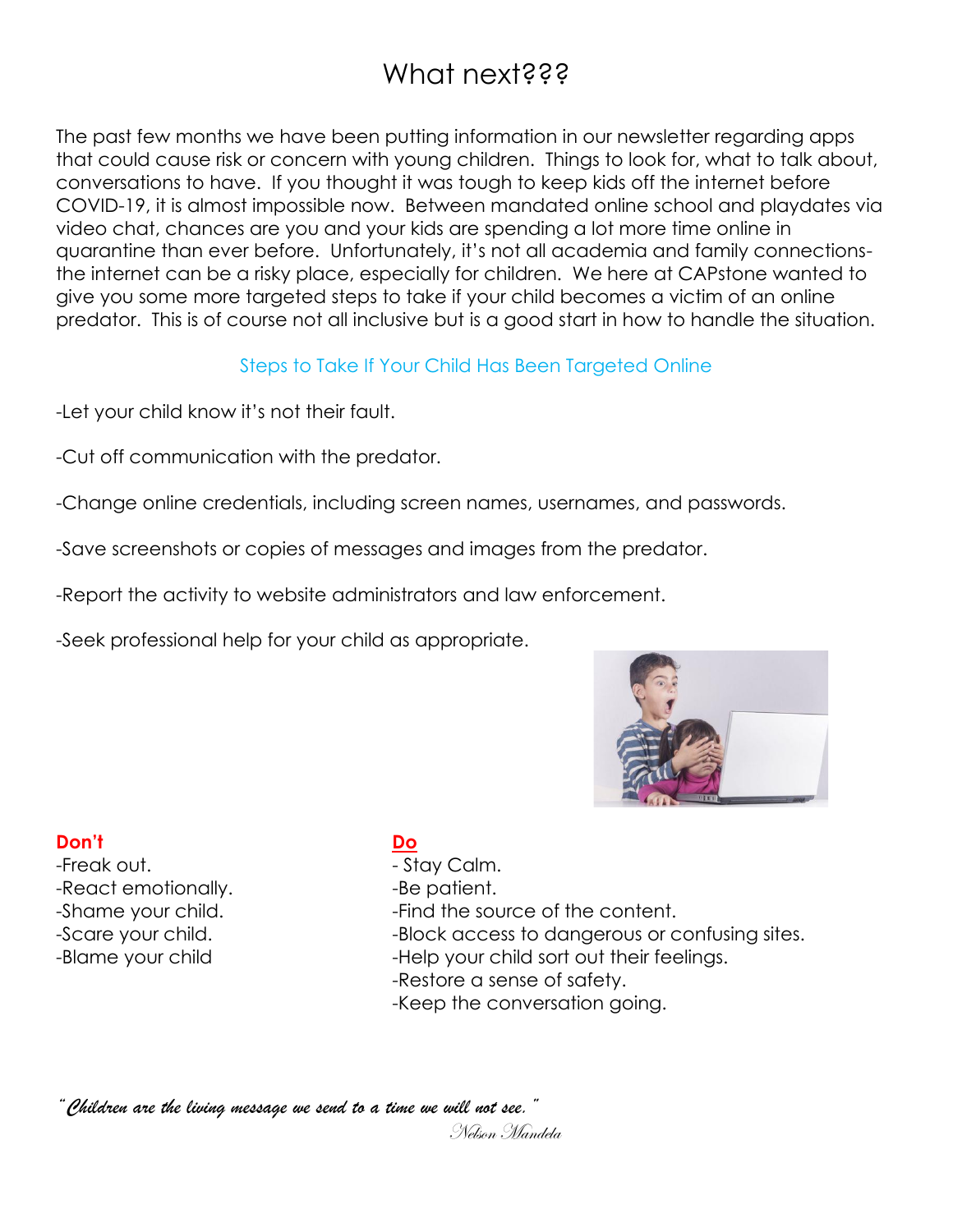# What next???

The past few months we have been putting information in our newsletter regarding apps that could cause risk or concern with young children. Things to look for, what to talk about, conversations to have. If you thought it was tough to keep kids off the internet before COVID-19, it is almost impossible now. Between mandated online school and playdates via video chat, chances are you and your kids are spending a lot more time online in quarantine than ever before. Unfortunately, it's not all academia and family connections- the internet can be a risky place, especially for children. We here at CAPstone wanted to give you some more targeted steps to take if your child becomes a victim of an online predator. This is of course not all inclusive but is a good start in how to handle the situation.

## Steps to Take If Your Child Has Been Targeted Online

-Let your child know it's not their fault.

-Cut off communication with the predator.

-Change online credentials, including screen names, usernames, and passwords.

-Save screenshots or copies of messages and images from the predator.

-Report the activity to website administrators and law enforcement.

-Seek professional help for your child as appropriate.

**Don't**

-Freak out.
-React emotionally.
-Shame your child.
-Scare your child.
-Blame your child

**Do**

- Stay Calm.
-Be patient.
-Find the source of the content.
-Block access to dangerous or confusing sites.
-Help your child sort out their feelings.
-Restore a sense of safety.
-Keep the conversation going.

*"Children are the living message we send to a time we will not see."*

*Nelson Mandela*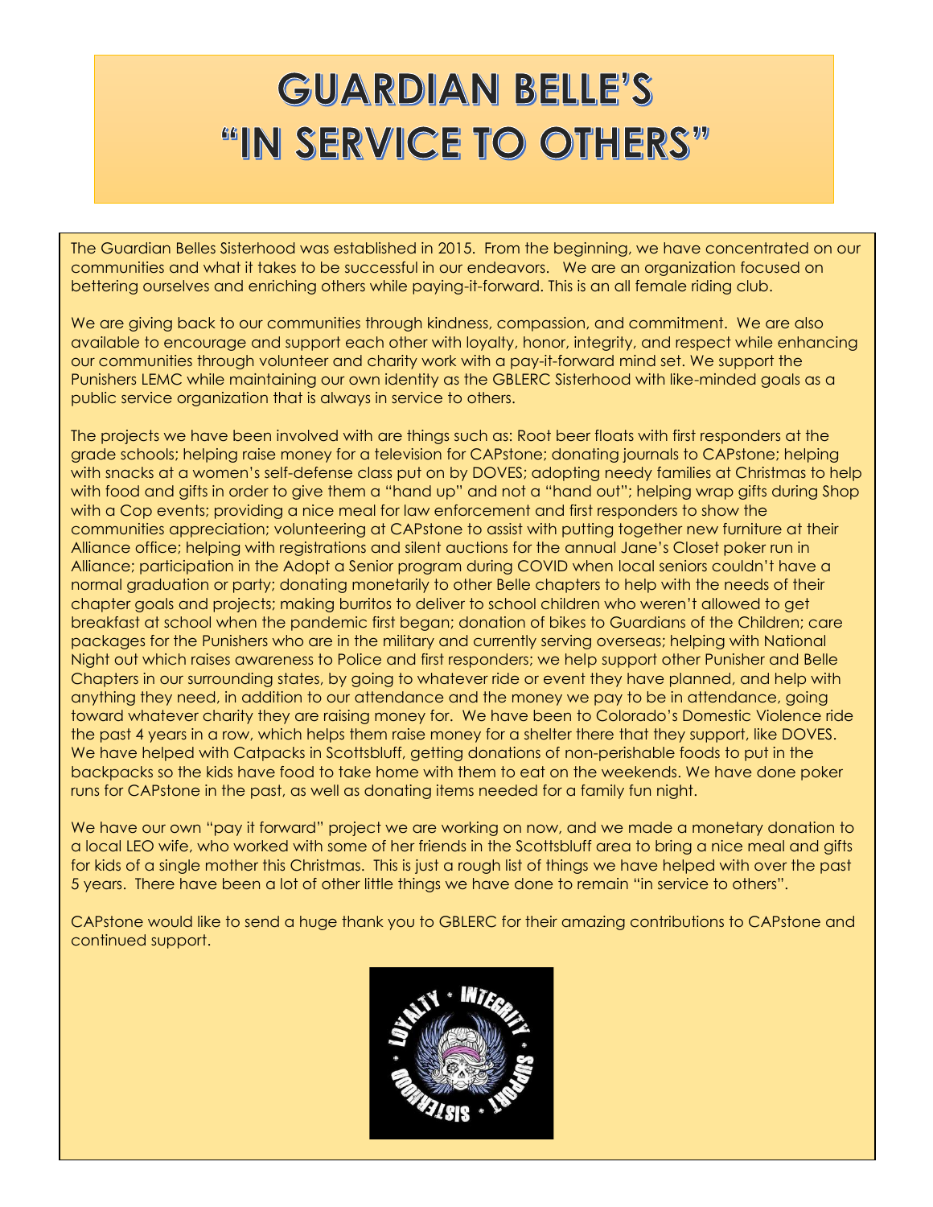# GUARDIAN BELLE'S "IN SERVICE TO OTHERS"

The Guardian Belles Sisterhood was established in 2015. From the beginning, we have concentrated on our communities and what it takes to be successful in our endeavors. We are an organization focused on bettering ourselves and enriching others while paying-it-forward. This is an all female riding club.

We are giving back to our communities through kindness, compassion, and commitment. We are also available to encourage and support each other with loyalty, honor, integrity, and respect while enhancing our communities through volunteer and charity work with a pay-it-forward mind set. We support the Punishers LEMC while maintaining our own identity as the GBLERC Sisterhood with like-minded goals as a public service organization that is always in service to others.

The projects we have been involved with are things such as: Root beer floats with first responders at the grade schools; helping raise money for a television for CAPstone; donating journals to CAPstone; helping with snacks at a women's self-defense class put on by DOVES; adopting needy families at Christmas to help with food and gifts in order to give them a "hand up" and not a "hand out"; helping wrap gifts during Shop with a Cop events; providing a nice meal for law enforcement and first responders to show the communities appreciation; volunteering at CAPstone to assist with putting together new furniture at their Alliance office; helping with registrations and silent auctions for the annual Jane's Closet poker run in Alliance; participation in the Adopt a Senior program during COVID when local seniors couldn't have a normal graduation or party; donating monetarily to other Belle chapters to help with the needs of their chapter goals and projects; making burritos to deliver to school children who weren't allowed to get breakfast at school when the pandemic first began; donation of bikes to Guardians of the Children; care packages for the Punishers who are in the military and currently serving overseas; helping with National Night out which raises awareness to Police and first responders; we help support other Punisher and Belle Chapters in our surrounding states, by going to whatever ride or event they have planned, and help with anything they need, in addition to our attendance and the money we pay to be in attendance, going toward whatever charity they are raising money for. We have been to Colorado's Domestic Violence ride the past 4 years in a row, which helps them raise money for a shelter there that they support, like DOVES. We have helped with Catpacks in Scottsbluff, getting donations of non-perishable foods to put in the backpacks so the kids have food to take home with them to eat on the weekends. We have done poker runs for CAPstone in the past, as well as donating items needed for a family fun night.

We have our own "pay it forward" project we are working on now, and we made a monetary donation to a local LEO wife, who worked with some of her friends in the Scottsbluff area to bring a nice meal and gifts for kids of a single mother this Christmas. This is just a rough list of things we have helped with over the past 5 years. There have been a lot of other little things we have done to remain "in service to others".

CAPstone would like to send a huge thank you to GBLERC for their amazing contributions to CAPstone and continued support.